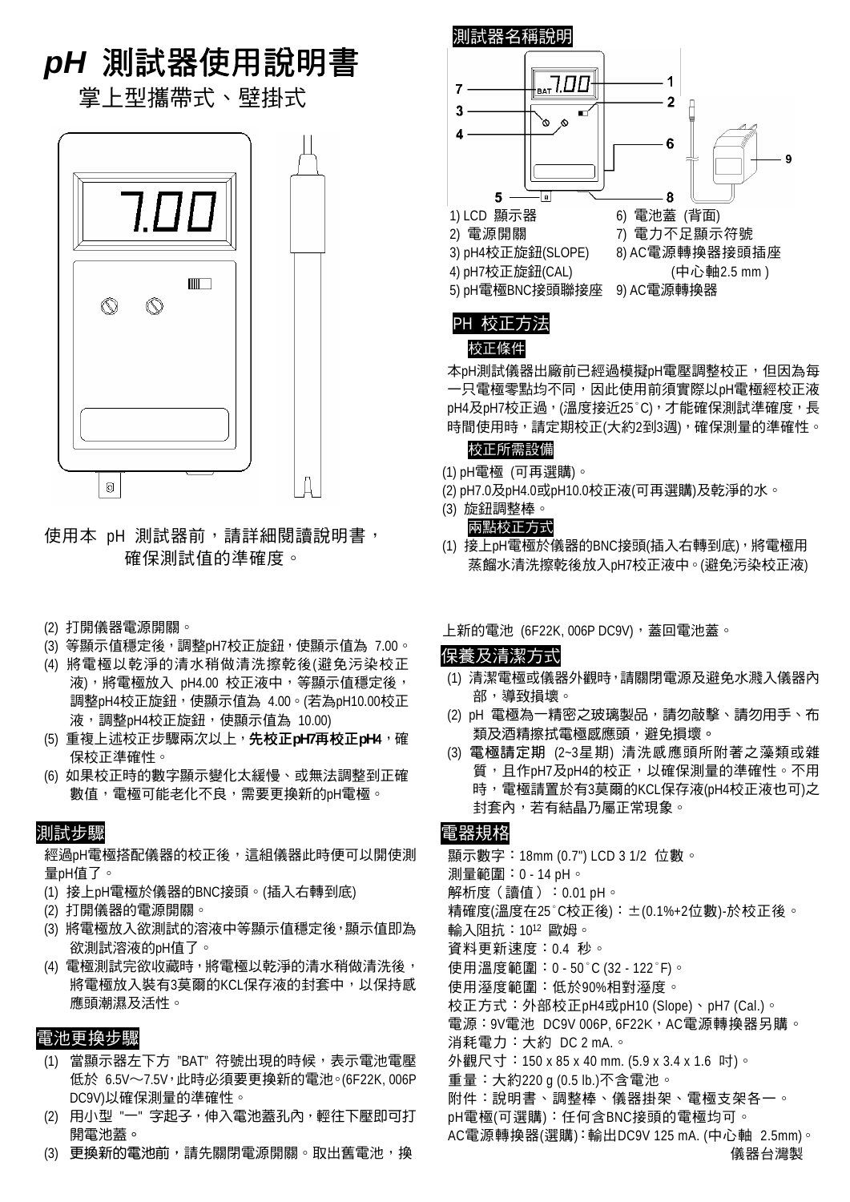# *pH* 測試器使用說明書

## 掌上型攜帶式、壁掛式

使用本 pH 測試器前，請詳細閱讀說明書，確保測試值的準確度。

## 測試器名稱說明

1) LCD 顯示器
2) 電源開關
3) pH4校正旋鈕(SLOPE)
4) pH7校正旋鈕(CAL)
5) pH電極BNC接頭聯接座
6) 電池蓋 (背面)
7) 電力不足顯示符號
8) AC電源轉換器接頭插座 (中心軸2.5 mm)
9) AC電源轉換器

## PH 校正方法

### 校正條件

本pH測試儀器出廠前已經過模擬pH電壓調整校正，但因為每一只電極零點均不同，因此使用前須實際以pH電極經校正液pH4及pH7校正過，(溫度接近25°C)，才能確保測試準確度，長時間使用時，請定期校正(大約2到3週)，確保測量的準確性。

### 校正所需設備

(1) pH電極 (可再選購)。
(2) pH7.0及pH4.0或pH10.0校正液(可再選購)及乾淨的水。
(3) 旋鈕調整棒。

### 兩點校正方式

(1) 接上pH電極於儀器的BNC接頭(插入右轉到底)，將電極用蒸餾水清洗擦乾後放入pH7校正液中。(避免污染校正液)
(2) 打開儀器電源開關。
(3) 等顯示值穩定後，調整pH7校正旋鈕，使顯示值為 7.00。
(4) 將電極以乾淨的清水稍做清洗擦乾後(避免污染校正液)，將電極放入 pH4.00 校正液中，等顯示值穩定後，調整pH4校正旋鈕，使顯示值為 4.00。(若為pH10.00校正液，調整pH4校正旋鈕，使顯示值為 10.00)
(5) 重複上述校正步驟兩次以上，**先校正pH7再校正pH4**，確保校正準確性。
(6) 如果校正時的數字顯示變化太緩慢、或無法調整到正確數值，電極可能老化不良，需要更換新的pH電極。

## 測試步驟

經過pH電極搭配儀器的校正後，這組儀器此時便可以開使測量pH值了。

(1) 接上pH電極於儀器的BNC接頭。(插入右轉到底)
(2) 打開儀器的電源開關。
(3) 將電極放入欲測試的溶液中等顯示值穩定後，顯示值即為欲測試溶液的pH值了。
(4) 電極測試完欲收藏時，將電極以乾淨的清水稍做清洗後，將電極放入裝有3莫爾的KCL保存液的封套中，以保持感應頭潮濕及活性。

## 電池更換步驟

(1) 當顯示器左下方 "BAT" 符號出現的時候，表示電池電壓低於 6.5V～7.5V，此時必須要更換新的電池。(6F22K, 006P DC9V)以確保測量的準確性。
(2) 用小型 "一" 字起子，伸入電池蓋孔內，輕往下壓即可打開電池蓋。
(3) 更換新的電池前，請先關閉電源開關。取出舊電池，換上新的電池 (6F22K, 006P DC9V)，蓋回電池蓋。

## 保養及清潔方式

(1) 清潔電極或儀器外觀時，請關閉電源及避免水濺入儀器內部，導致損壞。
(2) pH 電極為一精密之玻璃製品，請勿敲擊、請勿用手、布類及酒精擦拭電極感應頭，避免損壞。
(3) 電極請定期 (2~3星期) 清洗感應頭所附著之藻類或雜質，且作pH7及pH4的校正，以確保測量的準確性。不用時，電極請置於有3莫爾的KCL保存液(pH4校正液也可)之封套內，若有結晶乃屬正常現象。

## 電器規格

顯示數字：18mm (0.7") LCD 3 1/2 位數。
測量範圍：0 - 14 pH。
解析度（讀值）：0.01 pH。
精確度(溫度在25°C校正後)：±(0.1%+2位數)-於校正後。
輸入阻抗：$10^{12}$ 歐姆。
資料更新速度：0.4 秒。
使用溫度範圍：0 - 50°C (32 - 122°F)。
使用溼度範圍：低於90%相對溼度。
校正方式：外部校正pH4或pH10 (Slope)、pH7 (Cal.)。
電源：9V電池 DC9V 006P, 6F22K，AC電源轉換器另購。
消耗電力：大約 DC 2 mA.。
外觀尺寸：150 x 85 x 40 mm. (5.9 x 3.4 x 1.6 吋)。
重量：大約220 g (0.5 lb.)不含電池。
附件：說明書、調整棒、儀器掛架、電極支架各一。
pH電極(可選購)：任何含BNC接頭的電極均可。
AC電源轉換器(選購)：輸出DC9V 125 mA. (中心軸 2.5mm)。

儀器台灣製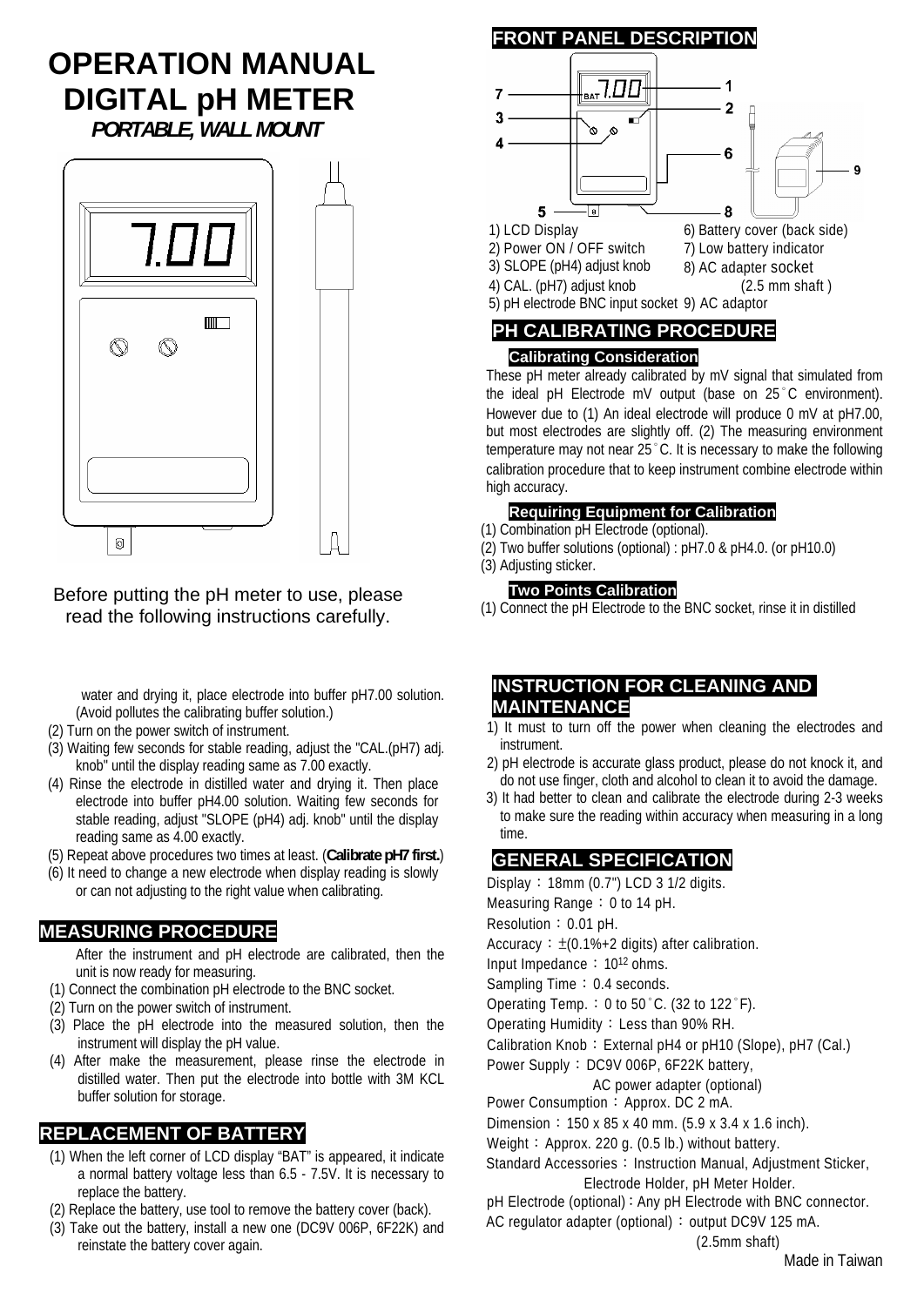# OPERATION MANUAL DIGITAL pH METER

***PORTABLE, WALL MOUNT***

Before putting the pH meter to use, please read the following instructions carefully.

## FRONT PANEL DESCRIPTION

1) LCD Display
2) Power ON / OFF switch
3) SLOPE (pH4) adjust knob
4) CAL. (pH7) adjust knob
5) pH electrode BNC input socket
6) Battery cover (back side)
7) Low battery indicator
8) AC adapter socket (2.5 mm shaft )
9) AC adaptor

## PH CALIBRATING PROCEDURE

### Calibrating Consideration

These pH meter already calibrated by mV signal that simulated from the ideal pH Electrode mV output (base on 25°C environment). However due to (1) An ideal electrode will produce 0 mV at pH7.00, but most electrodes are slightly off. (2) The measuring environment temperature may not near 25°C. It is necessary to make the following calibration procedure that to keep instrument combine electrode within high accuracy.

### Requiring Equipment for Calibration

(1) Combination pH Electrode (optional).
(2) Two buffer solutions (optional) : pH7.0 & pH4.0. (or pH10.0)
(3) Adjusting sticker.

### Two Points Calibration

(1) Connect the pH Electrode to the BNC socket, rinse it in distilled water and drying it, place electrode into buffer pH7.00 solution. (Avoid pollutes the calibrating buffer solution.)
(2) Turn on the power switch of instrument.
(3) Waiting few seconds for stable reading, adjust the "CAL.(pH7) adj. knob" until the display reading same as 7.00 exactly.
(4) Rinse the electrode in distilled water and drying it. Then place electrode into buffer pH4.00 solution. Waiting few seconds for stable reading, adjust "SLOPE (pH4) adj. knob" until the display reading same as 4.00 exactly.
(5) Repeat above procedures two times at least. (**Calibrate pH7 first.**)
(6) It need to change a new electrode when display reading is slowly or can not adjusting to the right value when calibrating.

## MEASURING PROCEDURE

After the instrument and pH electrode are calibrated, then the unit is now ready for measuring.

(1) Connect the combination pH electrode to the BNC socket.
(2) Turn on the power switch of instrument.
(3) Place the pH electrode into the measured solution, then the instrument will display the pH value.
(4) After make the measurement, please rinse the electrode in distilled water. Then put the electrode into bottle with 3M KCL buffer solution for storage.

## REPLACEMENT OF BATTERY

(1) When the left corner of LCD display "BAT" is appeared, it indicate a normal battery voltage less than 6.5 - 7.5V. It is necessary to replace the battery.
(2) Replace the battery, use tool to remove the battery cover (back).
(3) Take out the battery, install a new one (DC9V 006P, 6F22K) and reinstate the battery cover again.

## INSTRUCTION FOR CLEANING AND MAINTENANCE

1) It must to turn off the power when cleaning the electrodes and instrument.
2) pH electrode is accurate glass product, please do not knock it, and do not use finger, cloth and alcohol to clean it to avoid the damage.
3) It had better to clean and calibrate the electrode during 2-3 weeks to make sure the reading within accuracy when measuring in a long time.

## GENERAL SPECIFICATION

Display：18mm (0.7") LCD 3 1/2 digits.
Measuring Range：0 to 14 pH.
Resolution：0.01 pH.
Accuracy：±(0.1%+2 digits) after calibration.
Input Impedance：$10^{12}$ ohms.
Sampling Time：0.4 seconds.
Operating Temp.：0 to 50°C. (32 to 122°F).
Operating Humidity：Less than 90% RH.
Calibration Knob：External pH4 or pH10 (Slope), pH7 (Cal.)
Power Supply：DC9V 006P, 6F22K battery, AC power adapter (optional)
Power Consumption：Approx. DC 2 mA.
Dimension：150 x 85 x 40 mm. (5.9 x 3.4 x 1.6 inch).
Weight：Approx. 220 g. (0.5 lb.) without battery.
Standard Accessories：Instruction Manual, Adjustment Sticker, Electrode Holder, pH Meter Holder.
pH Electrode (optional)：Any pH Electrode with BNC connector.
AC regulator adapter (optional)：output DC9V 125 mA. (2.5mm shaft)

Made in Taiwan